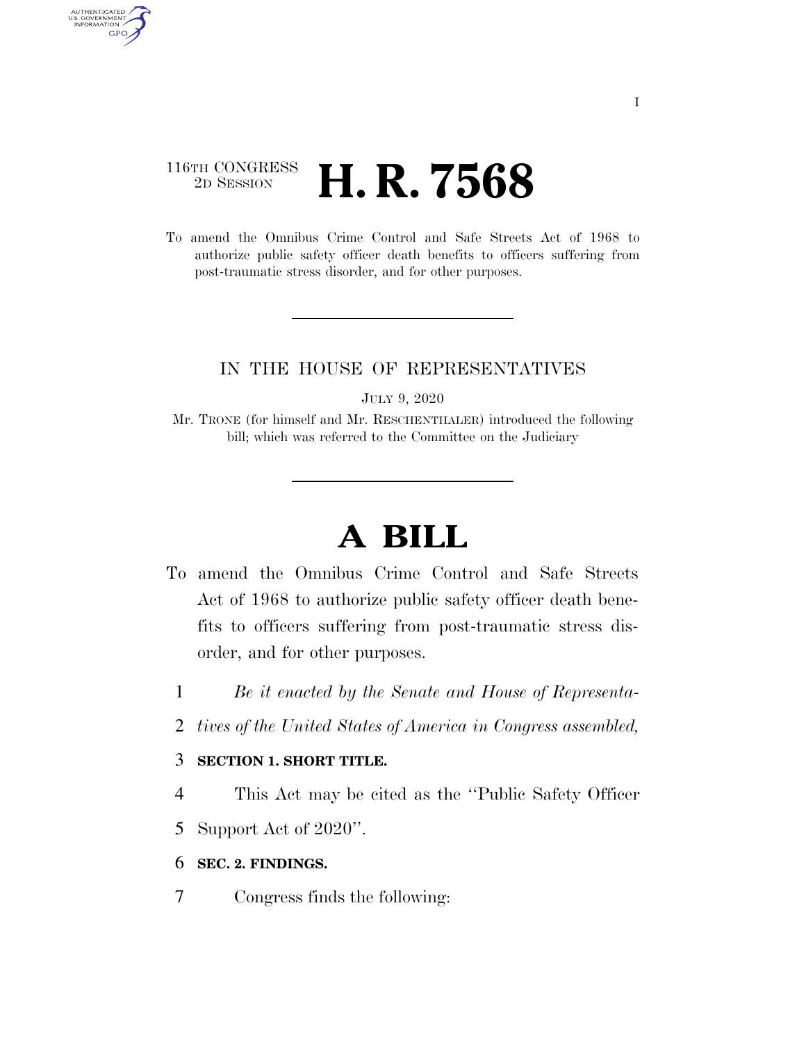116TH CONGRESS
2D SESSION

# H. R. 7568

To amend the Omnibus Crime Control and Safe Streets Act of 1968 to authorize public safety officer death benefits to officers suffering from post-traumatic stress disorder, and for other purposes.

IN THE HOUSE OF REPRESENTATIVES

JULY 9, 2020

Mr. TRONE (for himself and Mr. RESCHENTHALER) introduced the following bill; which was referred to the Committee on the Judiciary

# A BILL

To amend the Omnibus Crime Control and Safe Streets Act of 1968 to authorize public safety officer death benefits to officers suffering from post-traumatic stress disorder, and for other purposes.

1 *Be it enacted by the Senate and House of Representa-*
2 *tives of the United States of America in Congress assembled,*

3 **SECTION 1. SHORT TITLE.**

4 This Act may be cited as the "Public Safety Officer
5 Support Act of 2020".

6 **SEC. 2. FINDINGS.**

7 Congress finds the following: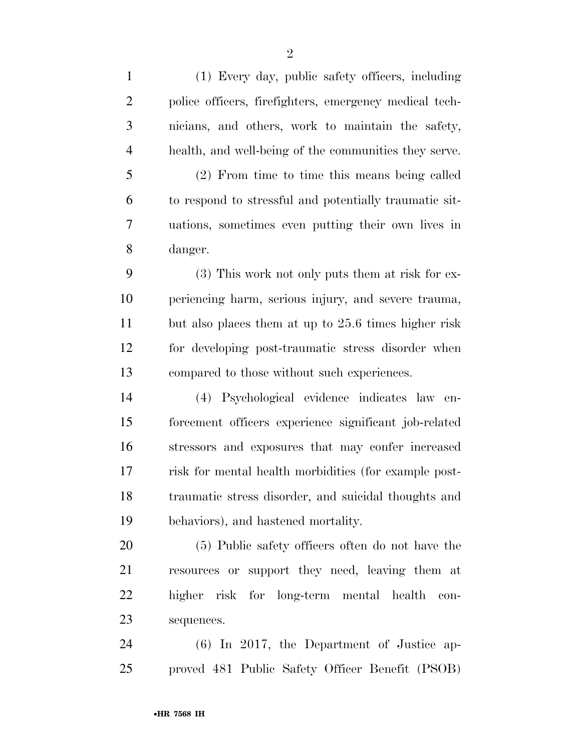(1) Every day, public safety officers, including police officers, firefighters, emergency medical technicians, and others, work to maintain the safety, health, and well-being of the communities they serve.

(2) From time to time this means being called to respond to stressful and potentially traumatic situations, sometimes even putting their own lives in danger.

(3) This work not only puts them at risk for experiencing harm, serious injury, and severe trauma, but also places them at up to 25.6 times higher risk for developing post-traumatic stress disorder when compared to those without such experiences.

(4) Psychological evidence indicates law enforcement officers experience significant job-related stressors and exposures that may confer increased risk for mental health morbidities (for example post-traumatic stress disorder, and suicidal thoughts and behaviors), and hastened mortality.

(5) Public safety officers often do not have the resources or support they need, leaving them at higher risk for long-term mental health consequences.

(6) In 2017, the Department of Justice approved 481 Public Safety Officer Benefit (PSOB)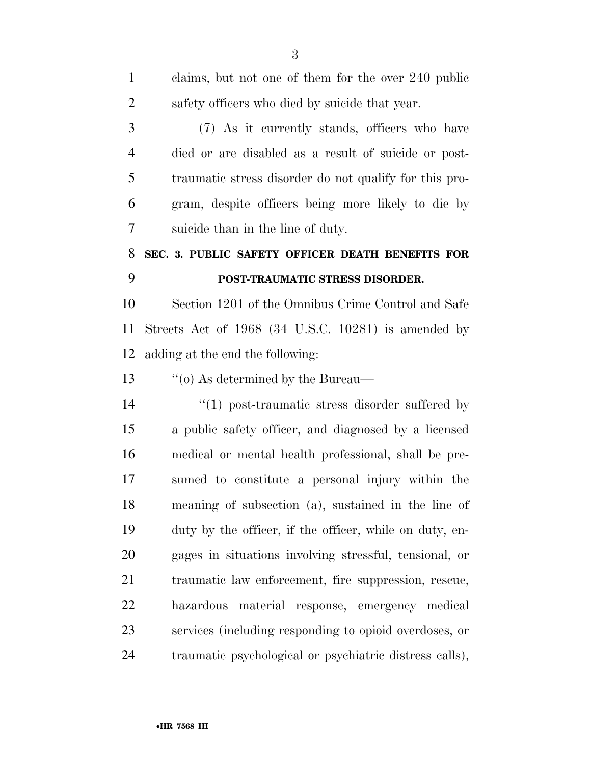claims, but not one of them for the over 240 public safety officers who died by suicide that year.

(7) As it currently stands, officers who have died or are disabled as a result of suicide or post-traumatic stress disorder do not qualify for this program, despite officers being more likely to die by suicide than in the line of duty.

## SEC. 3. PUBLIC SAFETY OFFICER DEATH BENEFITS FOR POST-TRAUMATIC STRESS DISORDER.

Section 1201 of the Omnibus Crime Control and Safe Streets Act of 1968 (34 U.S.C. 10281) is amended by adding at the end the following:

''(o) As determined by the Bureau—

''(1) post-traumatic stress disorder suffered by a public safety officer, and diagnosed by a licensed medical or mental health professional, shall be presumed to constitute a personal injury within the meaning of subsection (a), sustained in the line of duty by the officer, if the officer, while on duty, engages in situations involving stressful, tensional, or traumatic law enforcement, fire suppression, rescue, hazardous material response, emergency medical services (including responding to opioid overdoses, or traumatic psychological or psychiatric distress calls),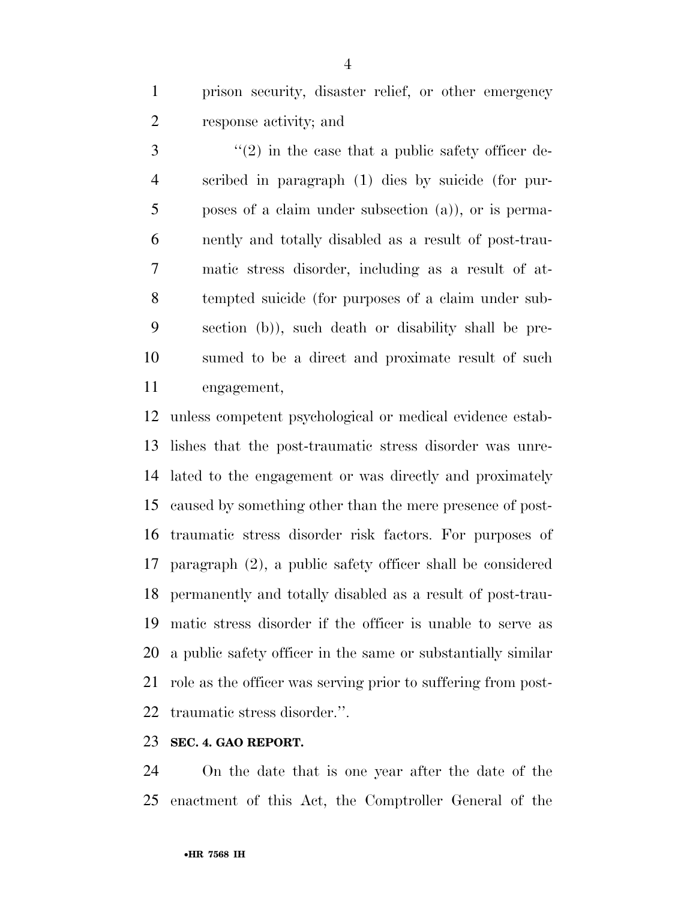prison security, disaster relief, or other emergency response activity; and

"(2) in the case that a public safety officer described in paragraph (1) dies by suicide (for purposes of a claim under subsection (a)), or is permanently and totally disabled as a result of post-traumatic stress disorder, including as a result of attempted suicide (for purposes of a claim under subsection (b)), such death or disability shall be presumed to be a direct and proximate result of such engagement,

unless competent psychological or medical evidence establishes that the post-traumatic stress disorder was unrelated to the engagement or was directly and proximately caused by something other than the mere presence of post-traumatic stress disorder risk factors. For purposes of paragraph (2), a public safety officer shall be considered permanently and totally disabled as a result of post-traumatic stress disorder if the officer is unable to serve as a public safety officer in the same or substantially similar role as the officer was serving prior to suffering from post-traumatic stress disorder.".

**SEC. 4. GAO REPORT.**

On the date that is one year after the date of the enactment of this Act, the Comptroller General of the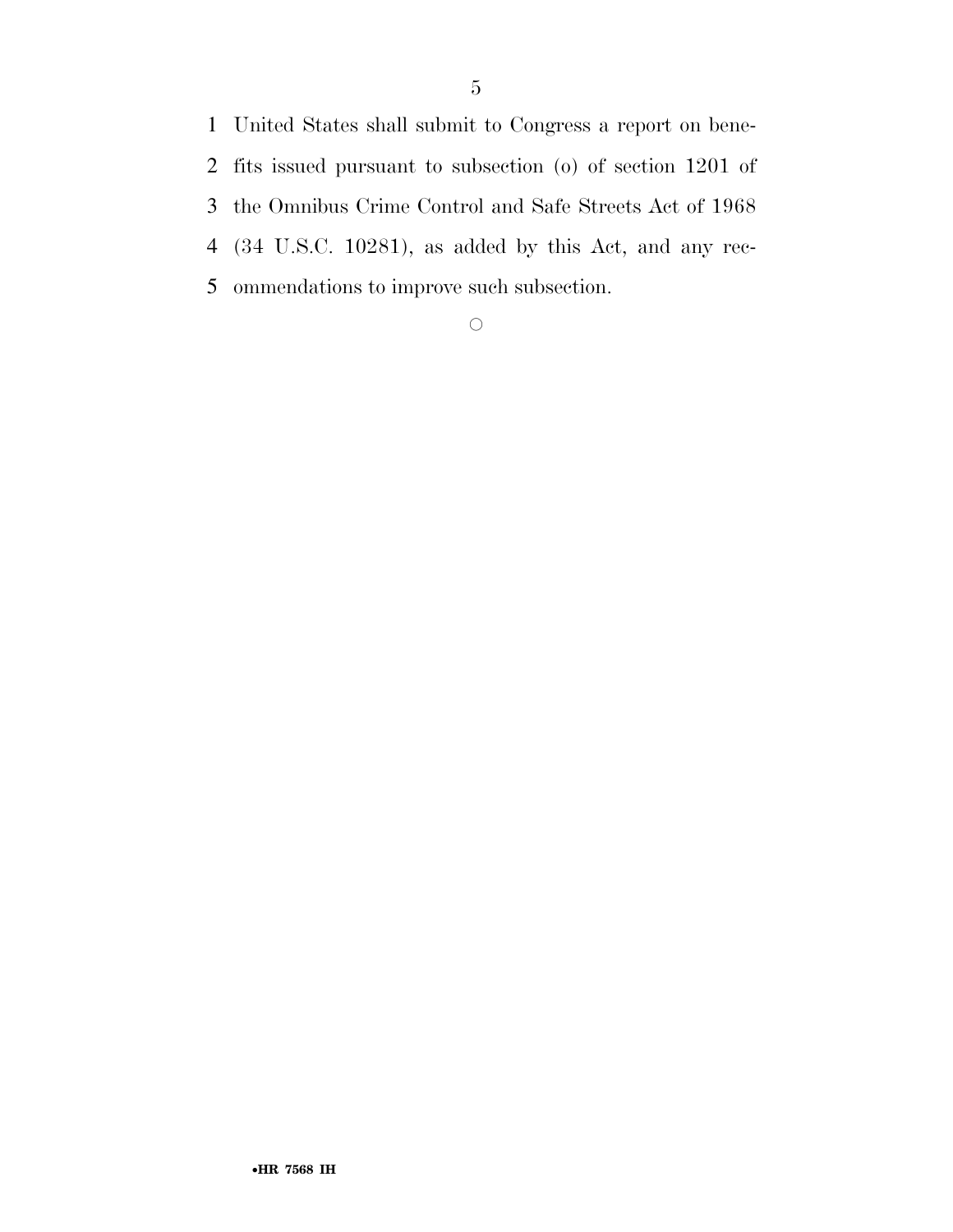United States shall submit to Congress a report on benefits issued pursuant to subsection (o) of section 1201 of the Omnibus Crime Control and Safe Streets Act of 1968 (34 U.S.C. 10281), as added by this Act, and any recommendations to improve such subsection.

○